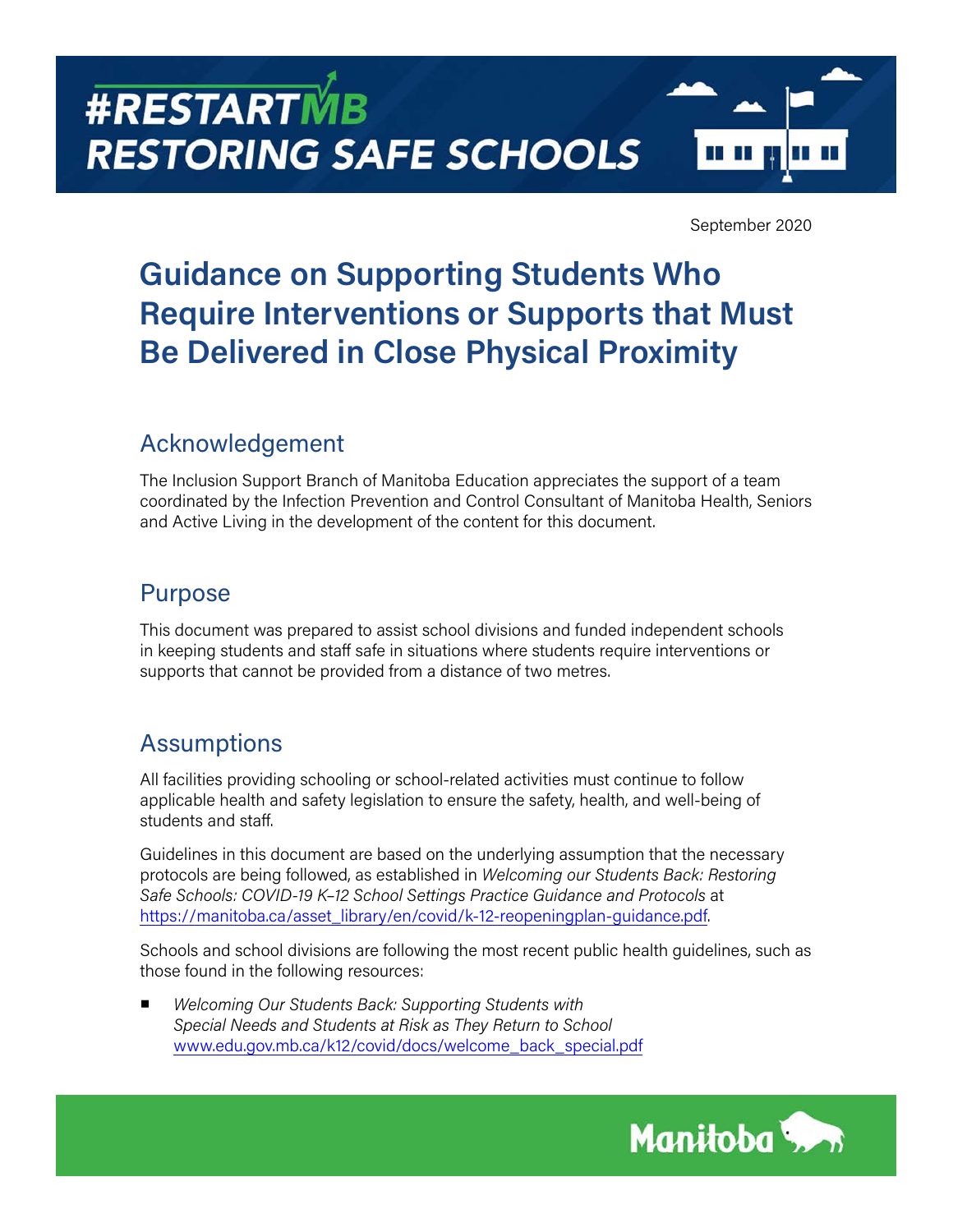# #RESTARTMB RESTORING SAFE SCHOOLS

September 2020

# Guidance on Supporting Students Who Require Interventions or Supports that Must Be Delivered in Close Physical Proximity

## Acknowledgement

The Inclusion Support Branch of Manitoba Education appreciates the support of a team coordinated by the Infection Prevention and Control Consultant of Manitoba Health, Seniors and Active Living in the development of the content for this document.

## Purpose

This document was prepared to assist school divisions and funded independent schools in keeping students and staff safe in situations where students require interventions or supports that cannot be provided from a distance of two metres.

## Assumptions

All facilities providing schooling or school-related activities must continue to follow applicable health and safety legislation to ensure the safety, health, and well-being of students and staff.

Guidelines in this document are based on the underlying assumption that the necessary protocols are being followed, as established in *Welcoming our Students Back: Restoring Safe Schools: COVID-19 K–12 School Settings Practice Guidance and Protocols* at https://manitoba.ca/asset_library/en/covid/k-12-reopeningplan-guidance.pdf.

Schools and school divisions are following the most recent public health guidelines, such as those found in the following resources:

- *Welcoming Our Students Back: Supporting Students with Special Needs and Students at Risk as They Return to School* www.edu.gov.mb.ca/k12/covid/docs/welcome_back_special.pdf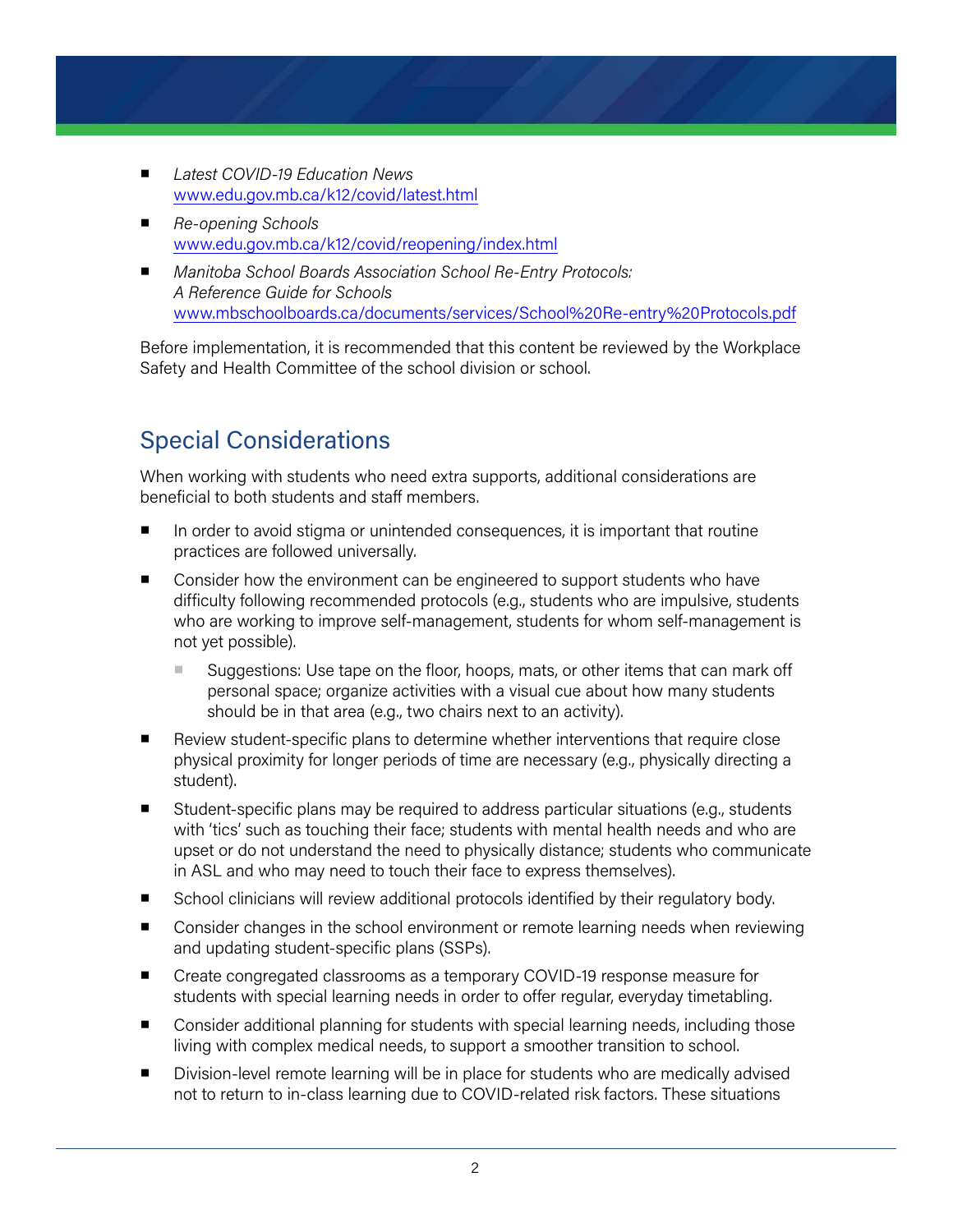- *Latest COVID-19 Education News*
  www.edu.gov.mb.ca/k12/covid/latest.html
- *Re-opening Schools*
  www.edu.gov.mb.ca/k12/covid/reopening/index.html
- *Manitoba School Boards Association School Re-Entry Protocols: A Reference Guide for Schools*
  www.mbschoolboards.ca/documents/services/School%20Re-entry%20Protocols.pdf

Before implementation, it is recommended that this content be reviewed by the Workplace Safety and Health Committee of the school division or school.

## Special Considerations

When working with students who need extra supports, additional considerations are beneficial to both students and staff members.

- In order to avoid stigma or unintended consequences, it is important that routine practices are followed universally.
- Consider how the environment can be engineered to support students who have difficulty following recommended protocols (e.g., students who are impulsive, students who are working to improve self-management, students for whom self-management is not yet possible).
  - Suggestions: Use tape on the floor, hoops, mats, or other items that can mark off personal space; organize activities with a visual cue about how many students should be in that area (e.g., two chairs next to an activity).
- Review student-specific plans to determine whether interventions that require close physical proximity for longer periods of time are necessary (e.g., physically directing a student).
- Student-specific plans may be required to address particular situations (e.g., students with 'tics' such as touching their face; students with mental health needs and who are upset or do not understand the need to physically distance; students who communicate in ASL and who may need to touch their face to express themselves).
- School clinicians will review additional protocols identified by their regulatory body.
- Consider changes in the school environment or remote learning needs when reviewing and updating student-specific plans (SSPs).
- Create congregated classrooms as a temporary COVID-19 response measure for students with special learning needs in order to offer regular, everyday timetabling.
- Consider additional planning for students with special learning needs, including those living with complex medical needs, to support a smoother transition to school.
- Division-level remote learning will be in place for students who are medically advised not to return to in-class learning due to COVID-related risk factors. These situations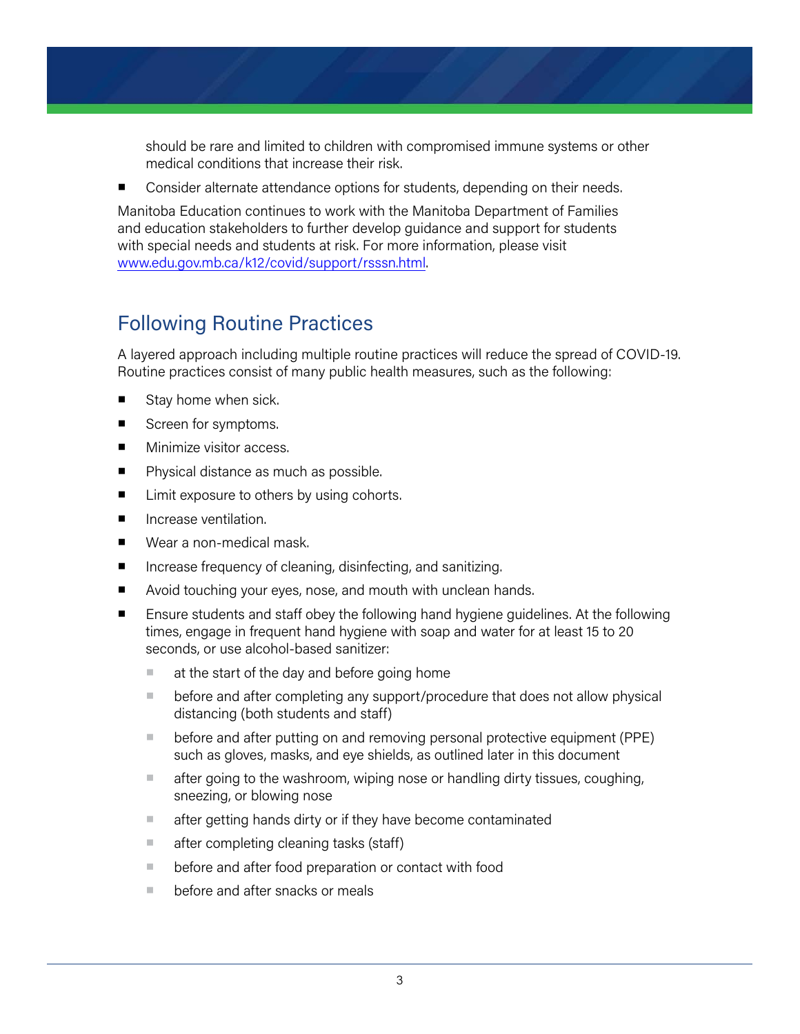should be rare and limited to children with compromised immune systems or other medical conditions that increase their risk.

- Consider alternate attendance options for students, depending on their needs.

Manitoba Education continues to work with the Manitoba Department of Families and education stakeholders to further develop guidance and support for students with special needs and students at risk. For more information, please visit [www.edu.gov.mb.ca/k12/covid/support/rsssn.html](www.edu.gov.mb.ca/k12/covid/support/rsssn.html).

## Following Routine Practices

A layered approach including multiple routine practices will reduce the spread of COVID-19. Routine practices consist of many public health measures, such as the following:

- Stay home when sick.
- Screen for symptoms.
- Minimize visitor access.
- Physical distance as much as possible.
- Limit exposure to others by using cohorts.
- Increase ventilation.
- Wear a non-medical mask.
- Increase frequency of cleaning, disinfecting, and sanitizing.
- Avoid touching your eyes, nose, and mouth with unclean hands.
- Ensure students and staff obey the following hand hygiene guidelines. At the following times, engage in frequent hand hygiene with soap and water for at least 15 to 20 seconds, or use alcohol-based sanitizer:
  - at the start of the day and before going home
  - before and after completing any support/procedure that does not allow physical distancing (both students and staff)
  - before and after putting on and removing personal protective equipment (PPE) such as gloves, masks, and eye shields, as outlined later in this document
  - after going to the washroom, wiping nose or handling dirty tissues, coughing, sneezing, or blowing nose
  - after getting hands dirty or if they have become contaminated
  - after completing cleaning tasks (staff)
  - before and after food preparation or contact with food
  - before and after snacks or meals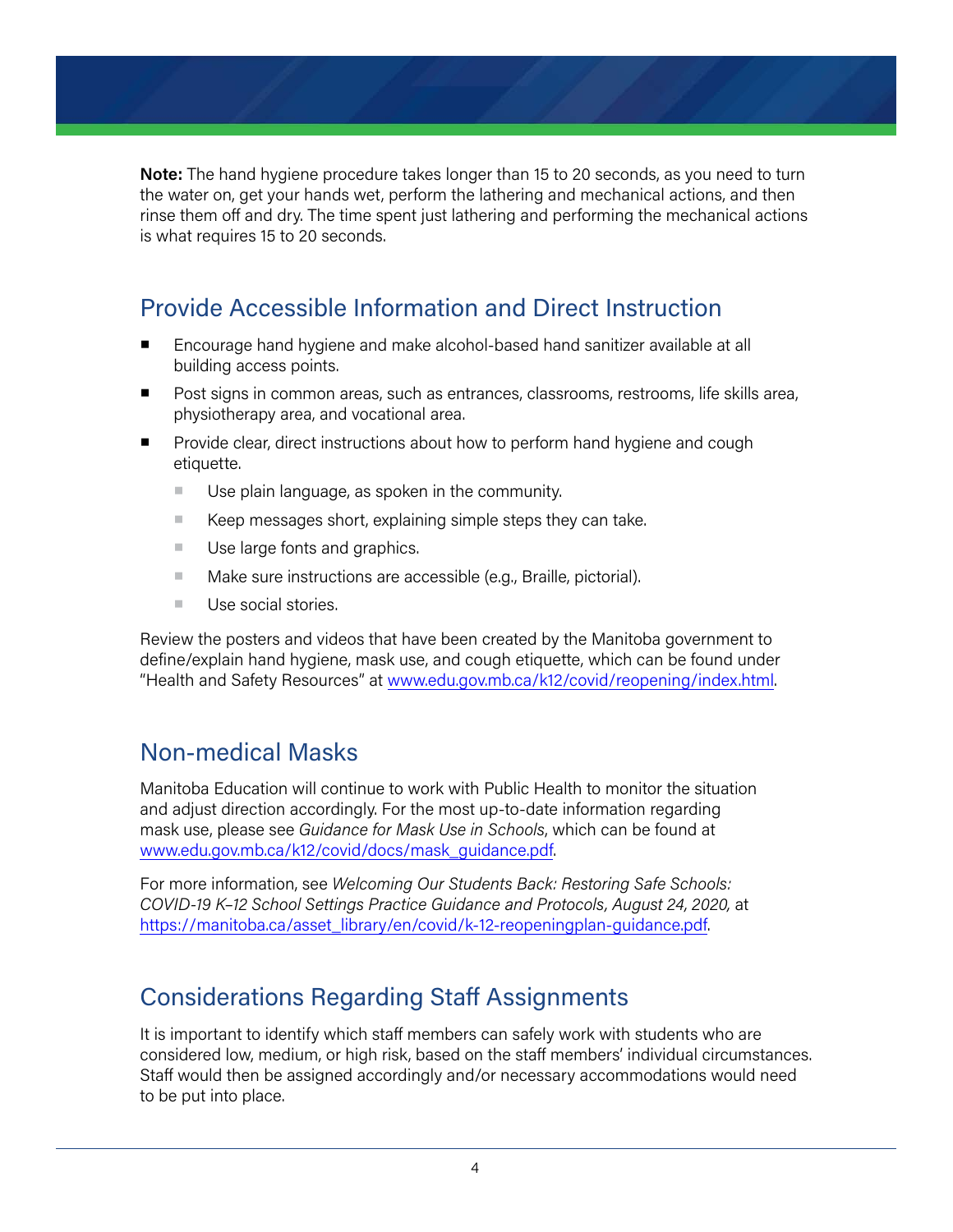**Note:** The hand hygiene procedure takes longer than 15 to 20 seconds, as you need to turn the water on, get your hands wet, perform the lathering and mechanical actions, and then rinse them off and dry. The time spent just lathering and performing the mechanical actions is what requires 15 to 20 seconds.

## Provide Accessible Information and Direct Instruction

- Encourage hand hygiene and make alcohol-based hand sanitizer available at all building access points.
- Post signs in common areas, such as entrances, classrooms, restrooms, life skills area, physiotherapy area, and vocational area.
- Provide clear, direct instructions about how to perform hand hygiene and cough etiquette.
  - Use plain language, as spoken in the community.
  - Keep messages short, explaining simple steps they can take.
  - Use large fonts and graphics.
  - Make sure instructions are accessible (e.g., Braille, pictorial).
  - Use social stories.

Review the posters and videos that have been created by the Manitoba government to define/explain hand hygiene, mask use, and cough etiquette, which can be found under "Health and Safety Resources" at www.edu.gov.mb.ca/k12/covid/reopening/index.html.

## Non-medical Masks

Manitoba Education will continue to work with Public Health to monitor the situation and adjust direction accordingly. For the most up-to-date information regarding mask use, please see *Guidance for Mask Use in Schools*, which can be found at www.edu.gov.mb.ca/k12/covid/docs/mask_guidance.pdf.

For more information, see *Welcoming Our Students Back: Restoring Safe Schools: COVID-19 K–12 School Settings Practice Guidance and Protocols, August 24, 2020,* at https://manitoba.ca/asset_library/en/covid/k-12-reopeningplan-guidance.pdf.

## Considerations Regarding Staff Assignments

It is important to identify which staff members can safely work with students who are considered low, medium, or high risk, based on the staff members' individual circumstances. Staff would then be assigned accordingly and/or necessary accommodations would need to be put into place.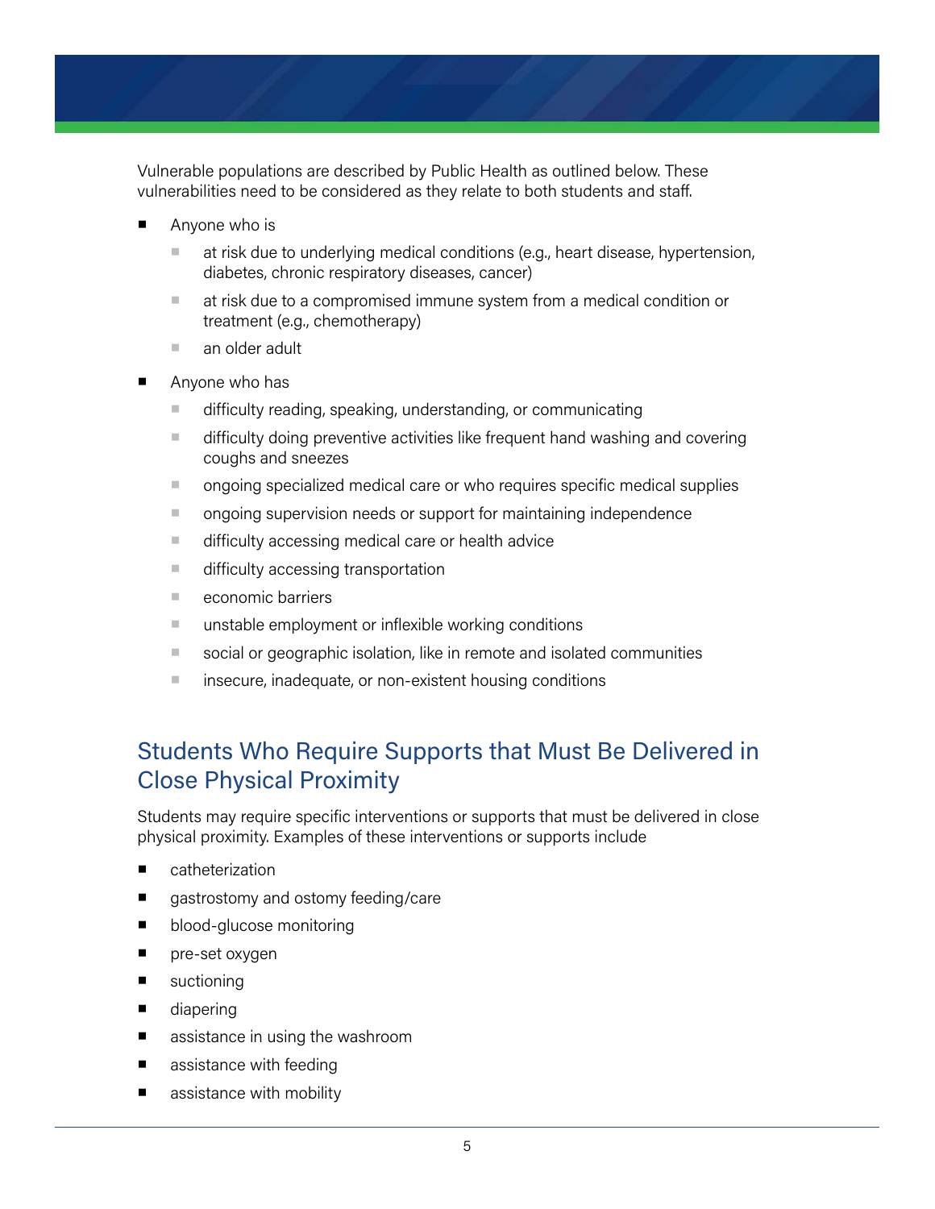Vulnerable populations are described by Public Health as outlined below. These vulnerabilities need to be considered as they relate to both students and staff.

- Anyone who is
  - at risk due to underlying medical conditions (e.g., heart disease, hypertension, diabetes, chronic respiratory diseases, cancer)
  - at risk due to a compromised immune system from a medical condition or treatment (e.g., chemotherapy)
  - an older adult
- Anyone who has
  - difficulty reading, speaking, understanding, or communicating
  - difficulty doing preventive activities like frequent hand washing and covering coughs and sneezes
  - ongoing specialized medical care or who requires specific medical supplies
  - ongoing supervision needs or support for maintaining independence
  - difficulty accessing medical care or health advice
  - difficulty accessing transportation
  - economic barriers
  - unstable employment or inflexible working conditions
  - social or geographic isolation, like in remote and isolated communities
  - insecure, inadequate, or non-existent housing conditions

## Students Who Require Supports that Must Be Delivered in Close Physical Proximity

Students may require specific interventions or supports that must be delivered in close physical proximity. Examples of these interventions or supports include

- catheterization
- gastrostomy and ostomy feeding/care
- blood-glucose monitoring
- pre-set oxygen
- suctioning
- diapering
- assistance in using the washroom
- assistance with feeding
- assistance with mobility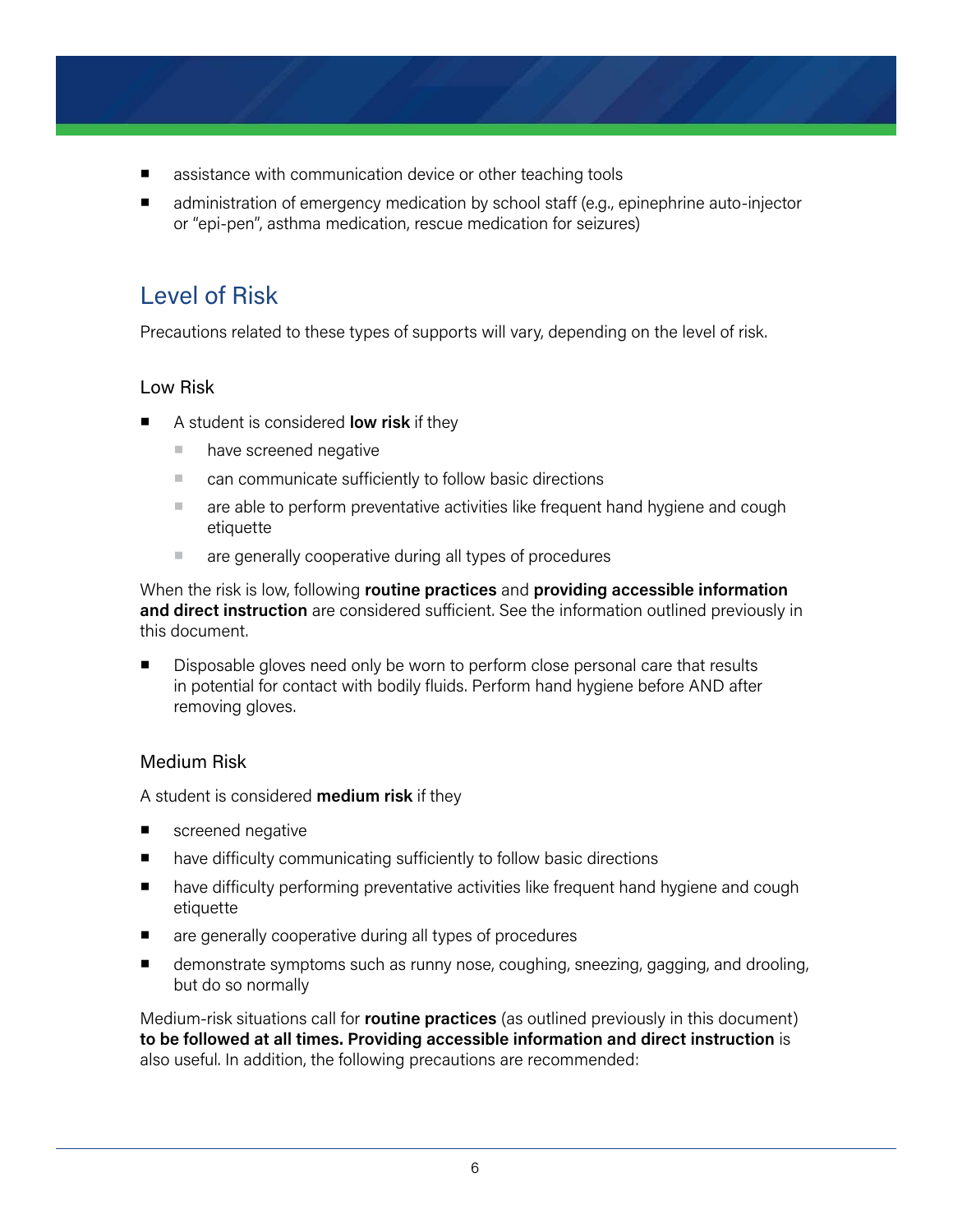- assistance with communication device or other teaching tools
- administration of emergency medication by school staff (e.g., epinephrine auto-injector or "epi-pen", asthma medication, rescue medication for seizures)

## Level of Risk

Precautions related to these types of supports will vary, depending on the level of risk.

### Low Risk

- A student is considered **low risk** if they
  - have screened negative
  - can communicate sufficiently to follow basic directions
  - are able to perform preventative activities like frequent hand hygiene and cough etiquette
  - are generally cooperative during all types of procedures

When the risk is low, following **routine practices** and **providing accessible information and direct instruction** are considered sufficient. See the information outlined previously in this document.

- Disposable gloves need only be worn to perform close personal care that results in potential for contact with bodily fluids. Perform hand hygiene before AND after removing gloves.

### Medium Risk

A student is considered **medium risk** if they

- screened negative
- have difficulty communicating sufficiently to follow basic directions
- have difficulty performing preventative activities like frequent hand hygiene and cough etiquette
- are generally cooperative during all types of procedures
- demonstrate symptoms such as runny nose, coughing, sneezing, gagging, and drooling, but do so normally

Medium-risk situations call for **routine practices** (as outlined previously in this document) **to be followed at all times. Providing accessible information and direct instruction** is also useful. In addition, the following precautions are recommended: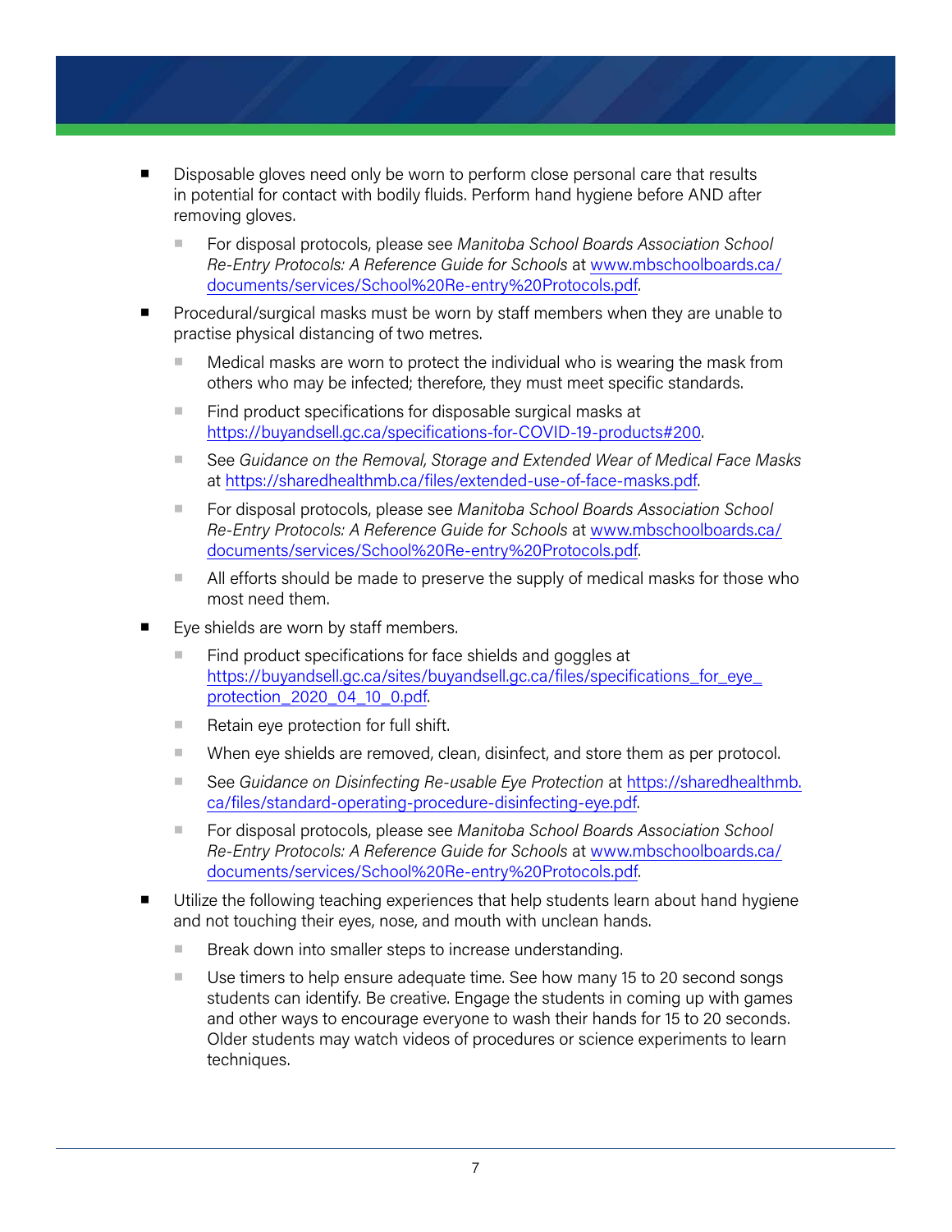- Disposable gloves need only be worn to perform close personal care that results in potential for contact with bodily fluids. Perform hand hygiene before AND after removing gloves.
  - For disposal protocols, please see *Manitoba School Boards Association School Re-Entry Protocols: A Reference Guide for Schools* at [www.mbschoolboards.ca/documents/services/School%20Re-entry%20Protocols.pdf](www.mbschoolboards.ca/documents/services/School%20Re-entry%20Protocols.pdf).
- Procedural/surgical masks must be worn by staff members when they are unable to practise physical distancing of two metres.
  - Medical masks are worn to protect the individual who is wearing the mask from others who may be infected; therefore, they must meet specific standards.
  - Find product specifications for disposable surgical masks at [https://buyandsell.gc.ca/specifications-for-COVID-19-products#200](https://buyandsell.gc.ca/specifications-for-COVID-19-products#200).
  - See *Guidance on the Removal, Storage and Extended Wear of Medical Face Masks* at [https://sharedhealthmb.ca/files/extended-use-of-face-masks.pdf](https://sharedhealthmb.ca/files/extended-use-of-face-masks.pdf).
  - For disposal protocols, please see *Manitoba School Boards Association School Re-Entry Protocols: A Reference Guide for Schools* at [www.mbschoolboards.ca/documents/services/School%20Re-entry%20Protocols.pdf](www.mbschoolboards.ca/documents/services/School%20Re-entry%20Protocols.pdf).
  - All efforts should be made to preserve the supply of medical masks for those who most need them.
- Eye shields are worn by staff members.
  - Find product specifications for face shields and goggles at [https://buyandsell.gc.ca/sites/buyandsell.gc.ca/files/specifications_for_eye_protection_2020_04_10_0.pdf](https://buyandsell.gc.ca/sites/buyandsell.gc.ca/files/specifications_for_eye_protection_2020_04_10_0.pdf).
  - Retain eye protection for full shift.
  - When eye shields are removed, clean, disinfect, and store them as per protocol.
  - See *Guidance on Disinfecting Re-usable Eye Protection* at [https://sharedhealthmb.ca/files/standard-operating-procedure-disinfecting-eye.pdf](https://sharedhealthmb.ca/files/standard-operating-procedure-disinfecting-eye.pdf).
  - For disposal protocols, please see *Manitoba School Boards Association School Re-Entry Protocols: A Reference Guide for Schools* at [www.mbschoolboards.ca/documents/services/School%20Re-entry%20Protocols.pdf](www.mbschoolboards.ca/documents/services/School%20Re-entry%20Protocols.pdf).
- Utilize the following teaching experiences that help students learn about hand hygiene and not touching their eyes, nose, and mouth with unclean hands.
  - Break down into smaller steps to increase understanding.
  - Use timers to help ensure adequate time. See how many 15 to 20 second songs students can identify. Be creative. Engage the students in coming up with games and other ways to encourage everyone to wash their hands for 15 to 20 seconds. Older students may watch videos of procedures or science experiments to learn techniques.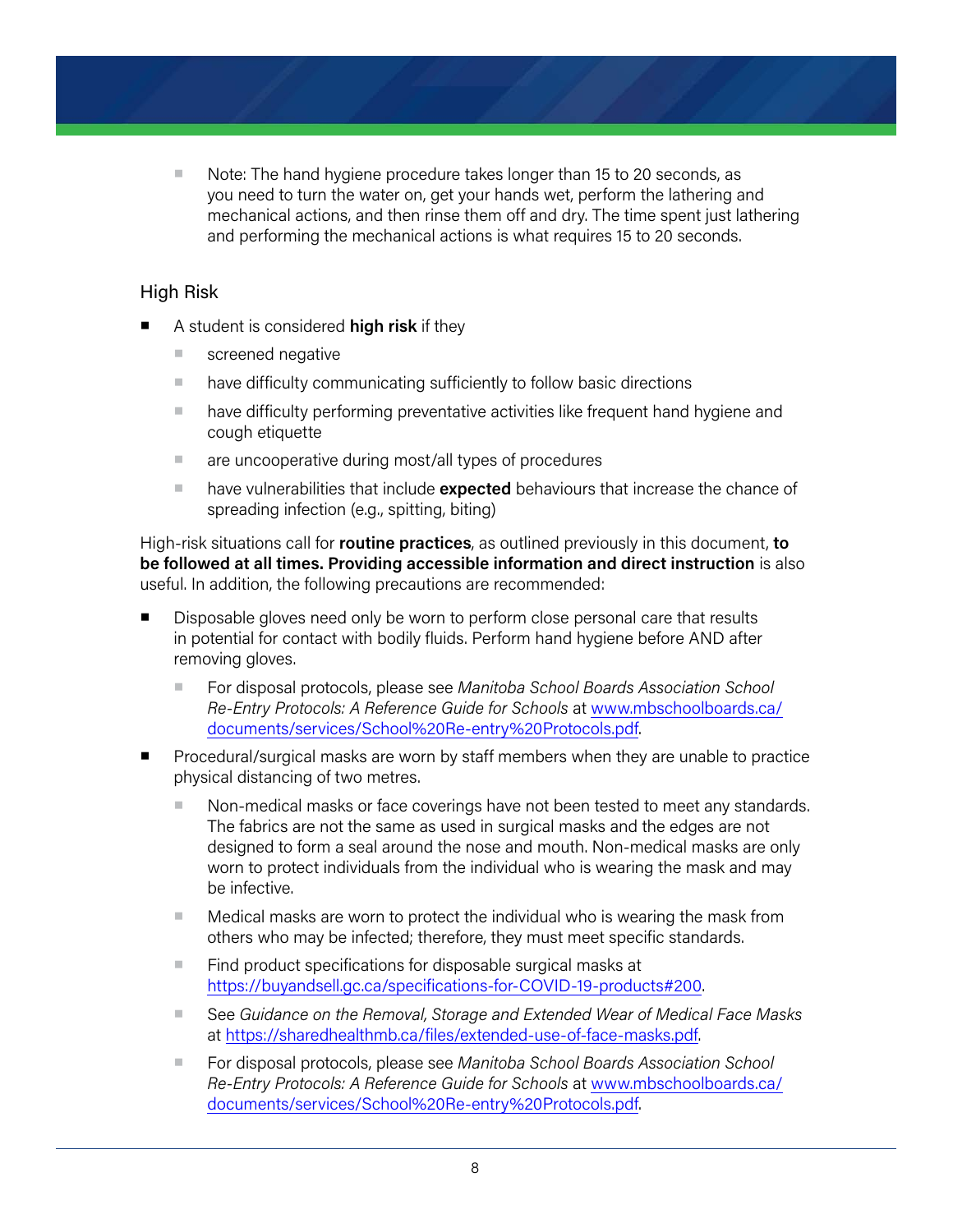- Note: The hand hygiene procedure takes longer than 15 to 20 seconds, as you need to turn the water on, get your hands wet, perform the lathering and mechanical actions, and then rinse them off and dry. The time spent just lathering and performing the mechanical actions is what requires 15 to 20 seconds.

## High Risk

- A student is considered **high risk** if they
  - screened negative
  - have difficulty communicating sufficiently to follow basic directions
  - have difficulty performing preventative activities like frequent hand hygiene and cough etiquette
  - are uncooperative during most/all types of procedures
  - have vulnerabilities that include **expected** behaviours that increase the chance of spreading infection (e.g., spitting, biting)

High-risk situations call for **routine practices**, as outlined previously in this document, **to be followed at all times. Providing accessible information and direct instruction** is also useful. In addition, the following precautions are recommended:

- Disposable gloves need only be worn to perform close personal care that results in potential for contact with bodily fluids. Perform hand hygiene before AND after removing gloves.
  - For disposal protocols, please see *Manitoba School Boards Association School Re-Entry Protocols: A Reference Guide for Schools* at www.mbschoolboards.ca/documents/services/School%20Re-entry%20Protocols.pdf.
- Procedural/surgical masks are worn by staff members when they are unable to practice physical distancing of two metres.
  - Non-medical masks or face coverings have not been tested to meet any standards. The fabrics are not the same as used in surgical masks and the edges are not designed to form a seal around the nose and mouth. Non-medical masks are only worn to protect individuals from the individual who is wearing the mask and may be infective.
  - Medical masks are worn to protect the individual who is wearing the mask from others who may be infected; therefore, they must meet specific standards.
  - Find product specifications for disposable surgical masks at https://buyandsell.gc.ca/specifications-for-COVID-19-products#200.
  - See *Guidance on the Removal, Storage and Extended Wear of Medical Face Masks* at https://sharedhealthmb.ca/files/extended-use-of-face-masks.pdf.
  - For disposal protocols, please see *Manitoba School Boards Association School Re-Entry Protocols: A Reference Guide for Schools* at www.mbschoolboards.ca/documents/services/School%20Re-entry%20Protocols.pdf.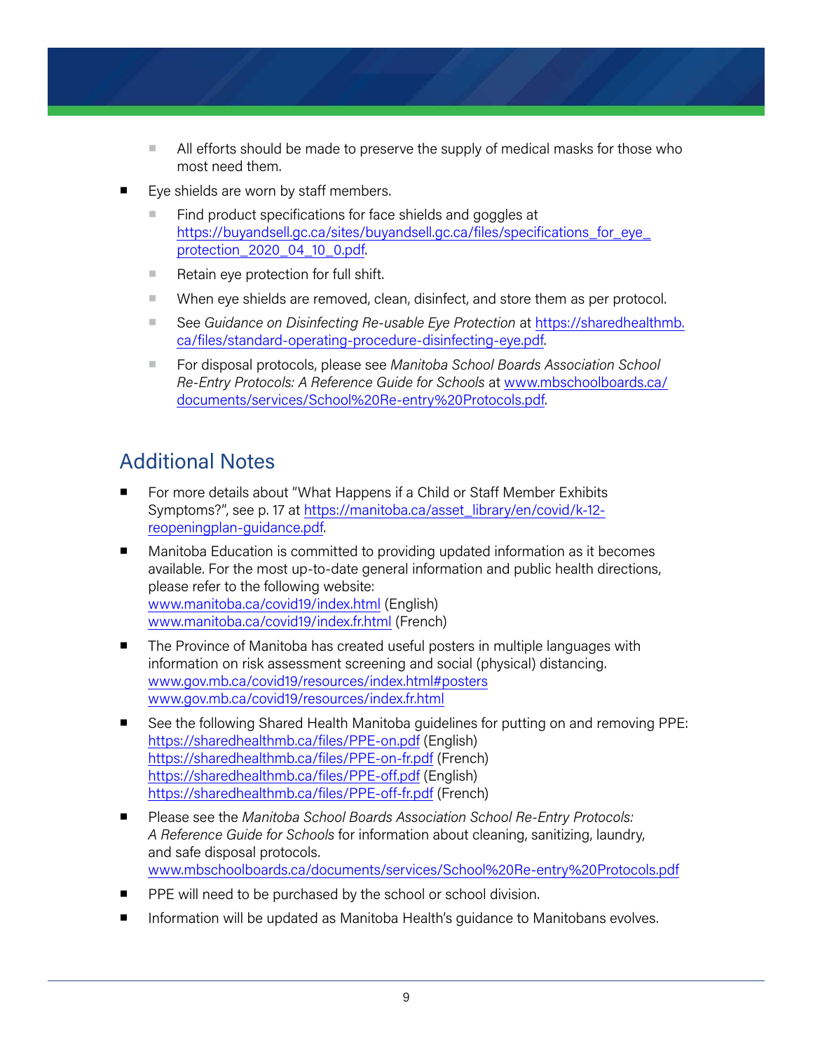- All efforts should be made to preserve the supply of medical masks for those who most need them.
- Eye shields are worn by staff members.
  - Find product specifications for face shields and goggles at https://buyandsell.gc.ca/sites/buyandsell.gc.ca/files/specifications_for_eye_protection_2020_04_10_0.pdf.
  - Retain eye protection for full shift.
  - When eye shields are removed, clean, disinfect, and store them as per protocol.
  - See *Guidance on Disinfecting Re-usable Eye Protection* at https://sharedhealthmb.ca/files/standard-operating-procedure-disinfecting-eye.pdf.
  - For disposal protocols, please see *Manitoba School Boards Association School Re-Entry Protocols: A Reference Guide for Schools* at www.mbschoolboards.ca/documents/services/School%20Re-entry%20Protocols.pdf.

## Additional Notes

- For more details about "What Happens if a Child or Staff Member Exhibits Symptoms?", see p. 17 at https://manitoba.ca/asset_library/en/covid/k-12-reopeningplan-guidance.pdf.
- Manitoba Education is committed to providing updated information as it becomes available. For the most up-to-date general information and public health directions, please refer to the following website:
  www.manitoba.ca/covid19/index.html (English)
  www.manitoba.ca/covid19/index.fr.html (French)
- The Province of Manitoba has created useful posters in multiple languages with information on risk assessment screening and social (physical) distancing.
  www.gov.mb.ca/covid19/resources/index.html#posters
  www.gov.mb.ca/covid19/resources/index.fr.html
- See the following Shared Health Manitoba guidelines for putting on and removing PPE:
  https://sharedhealthmb.ca/files/PPE-on.pdf (English)
  https://sharedhealthmb.ca/files/PPE-on-fr.pdf (French)
  https://sharedhealthmb.ca/files/PPE-off.pdf (English)
  https://sharedhealthmb.ca/files/PPE-off-fr.pdf (French)
- Please see the *Manitoba School Boards Association School Re-Entry Protocols: A Reference Guide for Schools* for information about cleaning, sanitizing, laundry, and safe disposal protocols.
  www.mbschoolboards.ca/documents/services/School%20Re-entry%20Protocols.pdf
- PPE will need to be purchased by the school or school division.
- Information will be updated as Manitoba Health's guidance to Manitobans evolves.